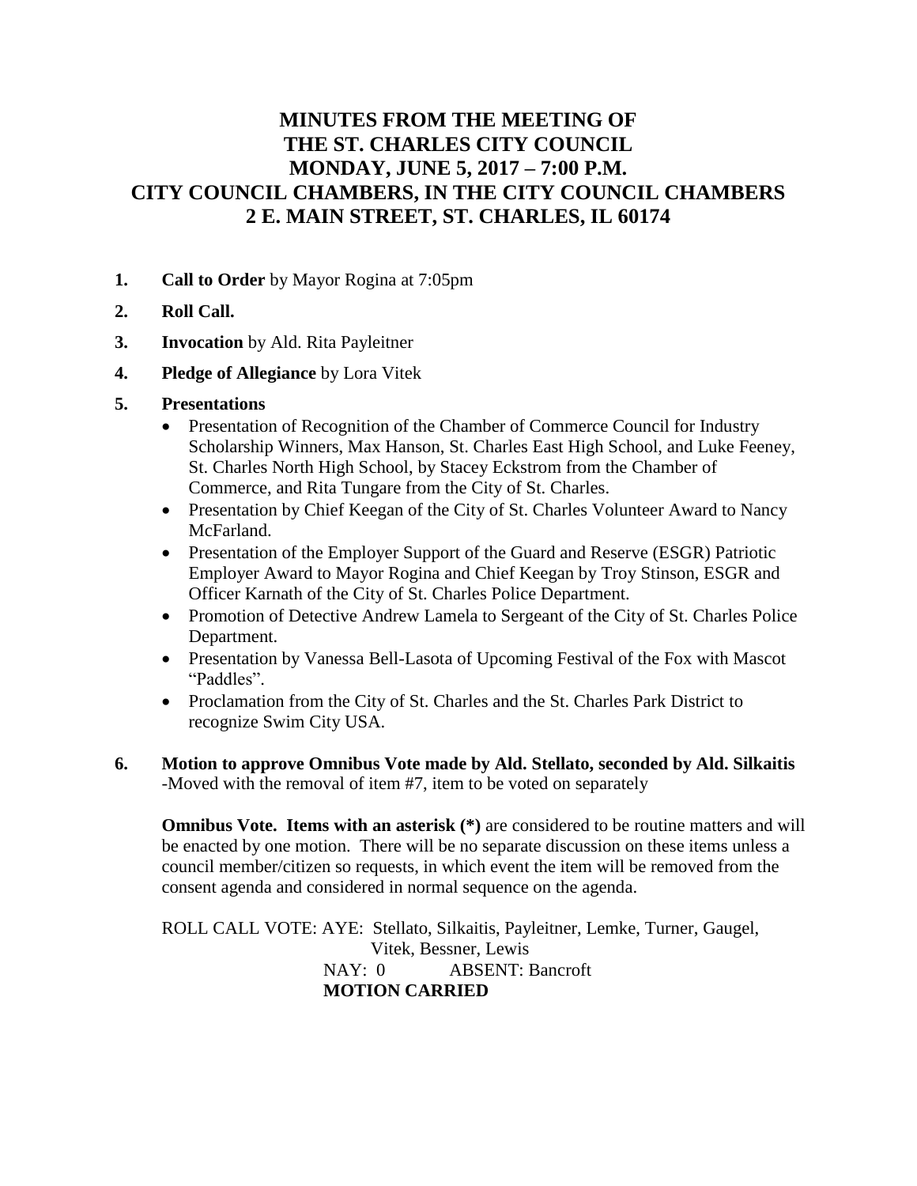# MINUTES FROM THE MEETING OF THE ST. CHARLES CITY COUNCIL MONDAY, JUNE 5, 2017 – 7:00 P.M. CITY COUNCIL CHAMBERS, IN THE CITY COUNCIL CHAMBERS 2 E. MAIN STREET, ST. CHARLES, IL 60174

1. **Call to Order** by Mayor Rogina at 7:05pm
2. **Roll Call.**
3. **Invocation** by Ald. Rita Payleitner
4. **Pledge of Allegiance** by Lora Vitek
5. **Presentations**
   - Presentation of Recognition of the Chamber of Commerce Council for Industry Scholarship Winners, Max Hanson, St. Charles East High School, and Luke Feeney, St. Charles North High School, by Stacey Eckstrom from the Chamber of Commerce, and Rita Tungare from the City of St. Charles.
   - Presentation by Chief Keegan of the City of St. Charles Volunteer Award to Nancy McFarland.
   - Presentation of the Employer Support of the Guard and Reserve (ESGR) Patriotic Employer Award to Mayor Rogina and Chief Keegan by Troy Stinson, ESGR and Officer Karnath of the City of St. Charles Police Department.
   - Promotion of Detective Andrew Lamela to Sergeant of the City of St. Charles Police Department.
   - Presentation by Vanessa Bell-Lasota of Upcoming Festival of the Fox with Mascot "Paddles".
   - Proclamation from the City of St. Charles and the St. Charles Park District to recognize Swim City USA.
6. **Motion to approve Omnibus Vote made by Ald. Stellato, seconded by Ald. Silkaitis** -Moved with the removal of item #7, item to be voted on separately

   **Omnibus Vote. Items with an asterisk (*)** are considered to be routine matters and will be enacted by one motion. There will be no separate discussion on these items unless a council member/citizen so requests, in which event the item will be removed from the consent agenda and considered in normal sequence on the agenda.

   ROLL CALL VOTE: AYE: Stellato, Silkaitis, Payleitner, Lemke, Turner, Gaugel, Vitek, Bessner, Lewis
   NAY: 0 ABSENT: Bancroft
   **MOTION CARRIED**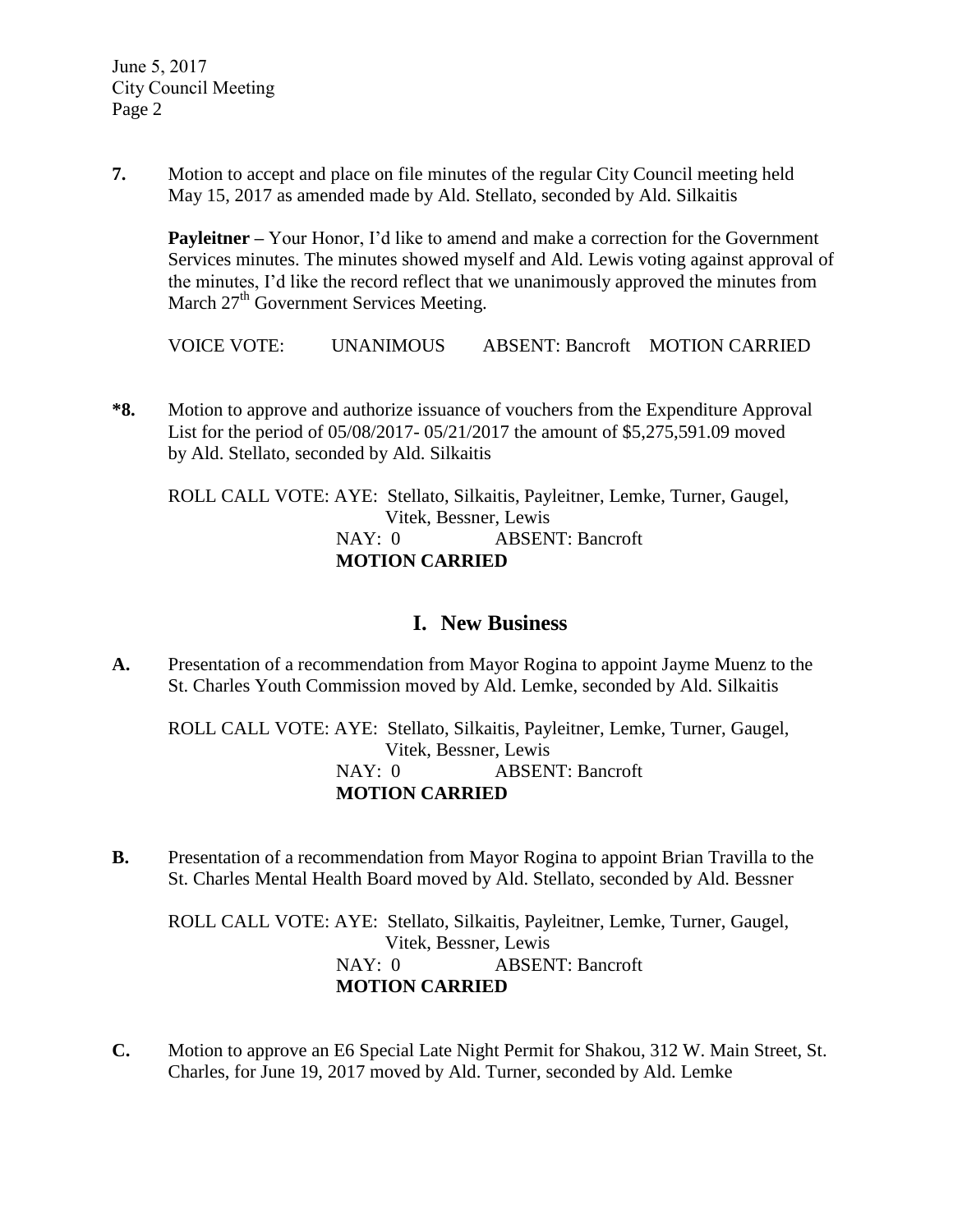**7.** Motion to accept and place on file minutes of the regular City Council meeting held May 15, 2017 as amended made by Ald. Stellato, seconded by Ald. Silkaitis

**Payleitner –** Your Honor, I'd like to amend and make a correction for the Government Services minutes. The minutes showed myself and Ald. Lewis voting against approval of the minutes, I'd like the record reflect that we unanimously approved the minutes from March 27th Government Services Meeting.

VOICE VOTE: UNANIMOUS ABSENT: Bancroft MOTION CARRIED

**\*8.** Motion to approve and authorize issuance of vouchers from the Expenditure Approval List for the period of 05/08/2017- 05/21/2017 the amount of $5,275,591.09 moved by Ald. Stellato, seconded by Ald. Silkaitis

ROLL CALL VOTE: AYE: Stellato, Silkaitis, Payleitner, Lemke, Turner, Gaugel, Vitek, Bessner, Lewis
NAY: 0 ABSENT: Bancroft
**MOTION CARRIED**

## I. New Business

**A.** Presentation of a recommendation from Mayor Rogina to appoint Jayme Muenz to the St. Charles Youth Commission moved by Ald. Lemke, seconded by Ald. Silkaitis

ROLL CALL VOTE: AYE: Stellato, Silkaitis, Payleitner, Lemke, Turner, Gaugel, Vitek, Bessner, Lewis
NAY: 0 ABSENT: Bancroft
**MOTION CARRIED**

**B.** Presentation of a recommendation from Mayor Rogina to appoint Brian Travilla to the St. Charles Mental Health Board moved by Ald. Stellato, seconded by Ald. Bessner

ROLL CALL VOTE: AYE: Stellato, Silkaitis, Payleitner, Lemke, Turner, Gaugel, Vitek, Bessner, Lewis
NAY: 0 ABSENT: Bancroft
**MOTION CARRIED**

**C.** Motion to approve an E6 Special Late Night Permit for Shakou, 312 W. Main Street, St. Charles, for June 19, 2017 moved by Ald. Turner, seconded by Ald. Lemke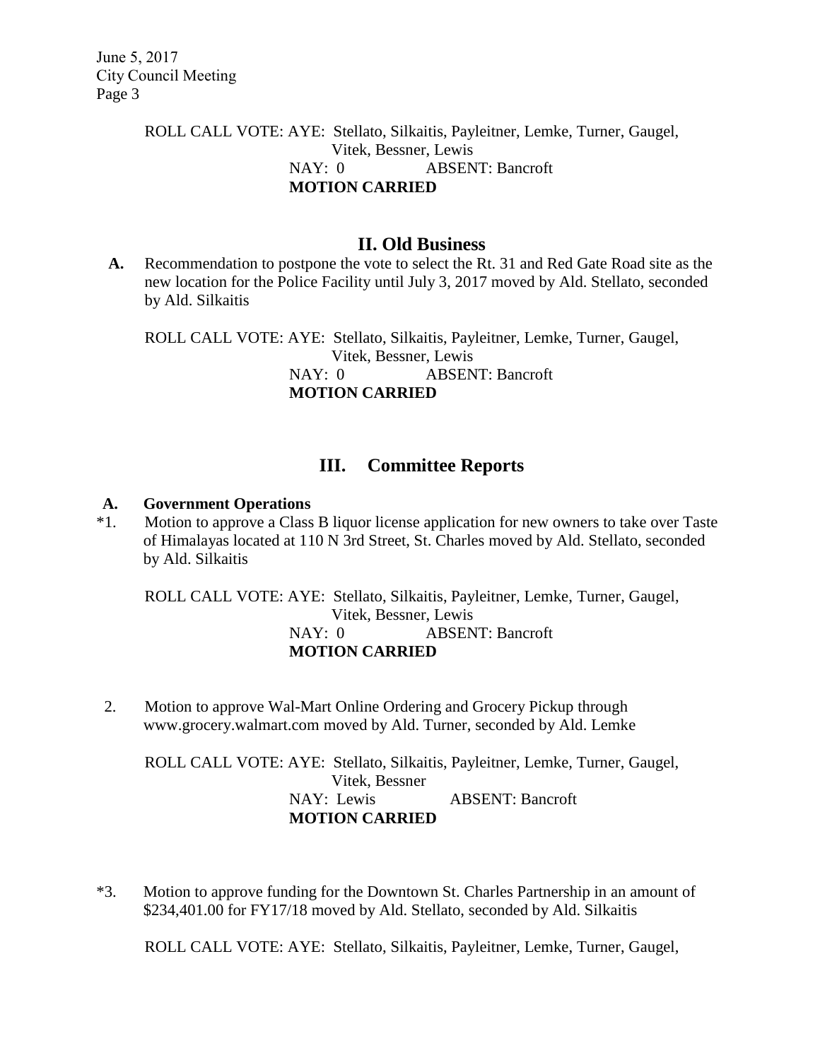ROLL CALL VOTE: AYE: Stellato, Silkaitis, Payleitner, Lemke, Turner, Gaugel, Vitek, Bessner, Lewis
NAY: 0 ABSENT: Bancroft
**MOTION CARRIED**

## II. Old Business

**A.** Recommendation to postpone the vote to select the Rt. 31 and Red Gate Road site as the new location for the Police Facility until July 3, 2017 moved by Ald. Stellato, seconded by Ald. Silkaitis

ROLL CALL VOTE: AYE: Stellato, Silkaitis, Payleitner, Lemke, Turner, Gaugel, Vitek, Bessner, Lewis
NAY: 0 ABSENT: Bancroft
**MOTION CARRIED**

## III. Committee Reports

**A. Government Operations**

*1. Motion to approve a Class B liquor license application for new owners to take over Taste of Himalayas located at 110 N 3rd Street, St. Charles moved by Ald. Stellato, seconded by Ald. Silkaitis

ROLL CALL VOTE: AYE: Stellato, Silkaitis, Payleitner, Lemke, Turner, Gaugel, Vitek, Bessner, Lewis
NAY: 0 ABSENT: Bancroft
**MOTION CARRIED**

2. Motion to approve Wal-Mart Online Ordering and Grocery Pickup through www.grocery.walmart.com moved by Ald. Turner, seconded by Ald. Lemke

ROLL CALL VOTE: AYE: Stellato, Silkaitis, Payleitner, Lemke, Turner, Gaugel, Vitek, Bessner
NAY: Lewis ABSENT: Bancroft
**MOTION CARRIED**

*3. Motion to approve funding for the Downtown St. Charles Partnership in an amount of $234,401.00 for FY17/18 moved by Ald. Stellato, seconded by Ald. Silkaitis

ROLL CALL VOTE: AYE: Stellato, Silkaitis, Payleitner, Lemke, Turner, Gaugel,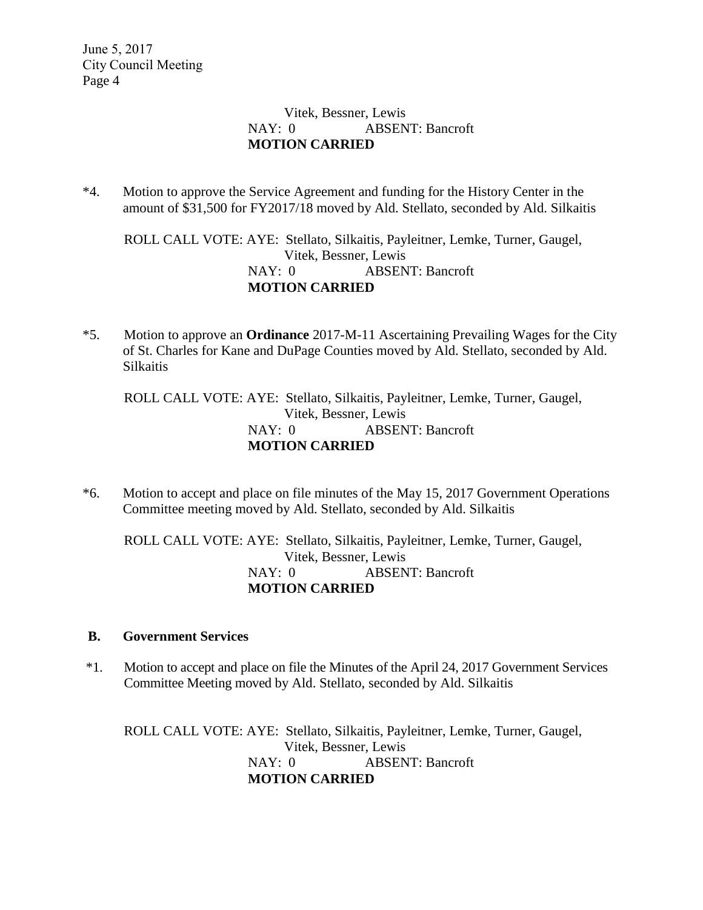Vitek, Bessner, Lewis
NAY: 0 ABSENT: Bancroft
**MOTION CARRIED**

*4. Motion to approve the Service Agreement and funding for the History Center in the amount of $31,500 for FY2017/18 moved by Ald. Stellato, seconded by Ald. Silkaitis

ROLL CALL VOTE: AYE: Stellato, Silkaitis, Payleitner, Lemke, Turner, Gaugel, Vitek, Bessner, Lewis
NAY: 0 ABSENT: Bancroft
**MOTION CARRIED**

*5. Motion to approve an **Ordinance** 2017-M-11 Ascertaining Prevailing Wages for the City of St. Charles for Kane and DuPage Counties moved by Ald. Stellato, seconded by Ald. Silkaitis

ROLL CALL VOTE: AYE: Stellato, Silkaitis, Payleitner, Lemke, Turner, Gaugel, Vitek, Bessner, Lewis
NAY: 0 ABSENT: Bancroft
**MOTION CARRIED**

*6. Motion to accept and place on file minutes of the May 15, 2017 Government Operations Committee meeting moved by Ald. Stellato, seconded by Ald. Silkaitis

ROLL CALL VOTE: AYE: Stellato, Silkaitis, Payleitner, Lemke, Turner, Gaugel, Vitek, Bessner, Lewis
NAY: 0 ABSENT: Bancroft
**MOTION CARRIED**

**B. Government Services**

*1. Motion to accept and place on file the Minutes of the April 24, 2017 Government Services Committee Meeting moved by Ald. Stellato, seconded by Ald. Silkaitis

ROLL CALL VOTE: AYE: Stellato, Silkaitis, Payleitner, Lemke, Turner, Gaugel, Vitek, Bessner, Lewis
NAY: 0 ABSENT: Bancroft
**MOTION CARRIED**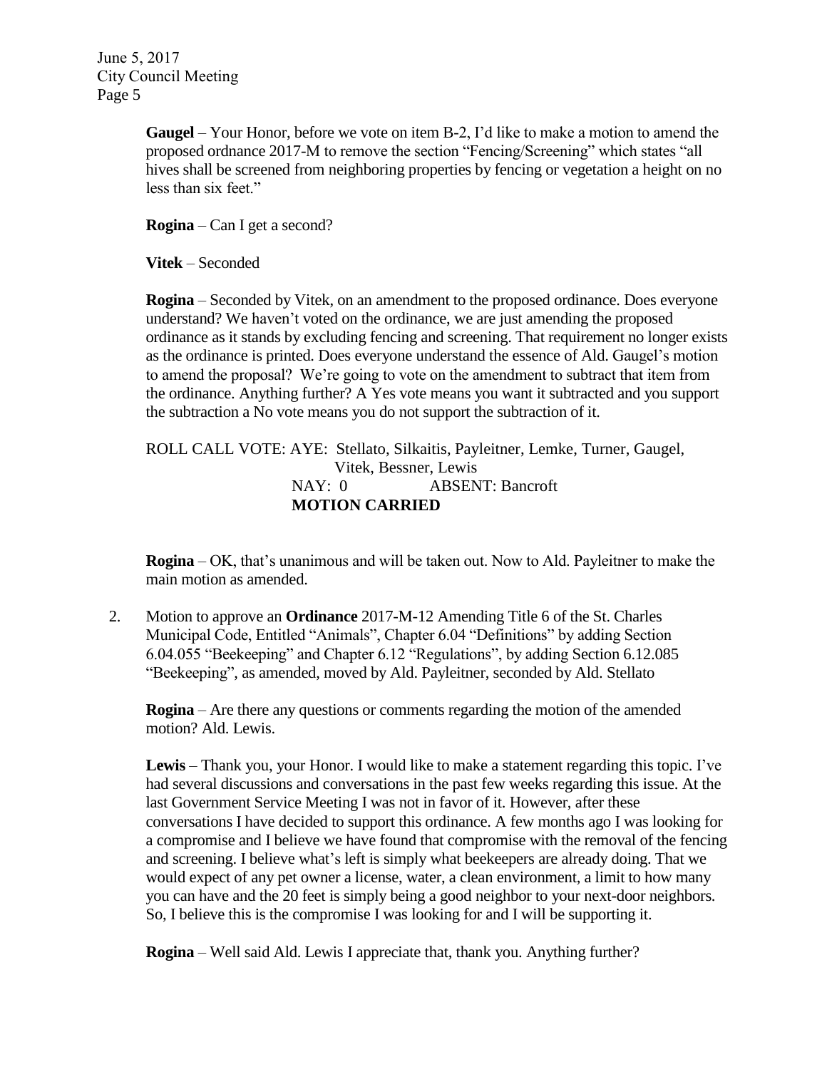**Gaugel** – Your Honor, before we vote on item B-2, I'd like to make a motion to amend the proposed ordnance 2017-M to remove the section "Fencing/Screening" which states "all hives shall be screened from neighboring properties by fencing or vegetation a height on no less than six feet."

**Rogina** – Can I get a second?

**Vitek** – Seconded

**Rogina** – Seconded by Vitek, on an amendment to the proposed ordinance. Does everyone understand? We haven't voted on the ordinance, we are just amending the proposed ordinance as it stands by excluding fencing and screening. That requirement no longer exists as the ordinance is printed. Does everyone understand the essence of Ald. Gaugel's motion to amend the proposal? We're going to vote on the amendment to subtract that item from the ordinance. Anything further? A Yes vote means you want it subtracted and you support the subtraction a No vote means you do not support the subtraction of it.

ROLL CALL VOTE: AYE: Stellato, Silkaitis, Payleitner, Lemke, Turner, Gaugel, Vitek, Bessner, Lewis
NAY: 0 ABSENT: Bancroft
**MOTION CARRIED**

**Rogina** – OK, that's unanimous and will be taken out. Now to Ald. Payleitner to make the main motion as amended.

2. Motion to approve an **Ordinance** 2017-M-12 Amending Title 6 of the St. Charles Municipal Code, Entitled "Animals", Chapter 6.04 "Definitions" by adding Section 6.04.055 "Beekeeping" and Chapter 6.12 "Regulations", by adding Section 6.12.085 "Beekeeping", as amended, moved by Ald. Payleitner, seconded by Ald. Stellato

   **Rogina** – Are there any questions or comments regarding the motion of the amended motion? Ald. Lewis.

   **Lewis** – Thank you, your Honor. I would like to make a statement regarding this topic. I've had several discussions and conversations in the past few weeks regarding this issue. At the last Government Service Meeting I was not in favor of it. However, after these conversations I have decided to support this ordinance. A few months ago I was looking for a compromise and I believe we have found that compromise with the removal of the fencing and screening. I believe what's left is simply what beekeepers are already doing. That we would expect of any pet owner a license, water, a clean environment, a limit to how many you can have and the 20 feet is simply being a good neighbor to your next-door neighbors. So, I believe this is the compromise I was looking for and I will be supporting it.

   **Rogina** – Well said Ald. Lewis I appreciate that, thank you. Anything further?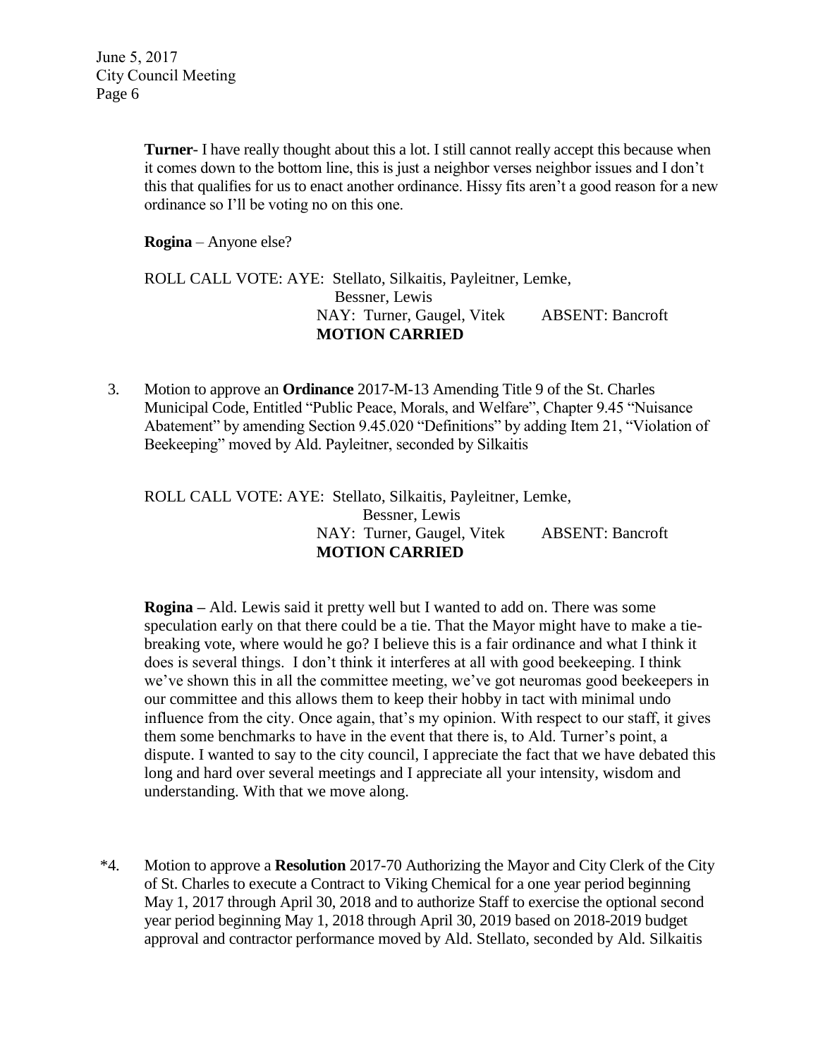**Turner**- I have really thought about this a lot. I still cannot really accept this because when it comes down to the bottom line, this is just a neighbor verses neighbor issues and I don't this that qualifies for us to enact another ordinance. Hissy fits aren't a good reason for a new ordinance so I'll be voting no on this one.

**Rogina** – Anyone else?

ROLL CALL VOTE: AYE: Stellato, Silkaitis, Payleitner, Lemke, Bessner, Lewis
NAY: Turner, Gaugel, Vitek ABSENT: Bancroft
**MOTION CARRIED**

3. Motion to approve an **Ordinance** 2017-M-13 Amending Title 9 of the St. Charles Municipal Code, Entitled "Public Peace, Morals, and Welfare", Chapter 9.45 "Nuisance Abatement" by amending Section 9.45.020 "Definitions" by adding Item 21, "Violation of Beekeeping" moved by Ald. Payleitner, seconded by Silkaitis

ROLL CALL VOTE: AYE: Stellato, Silkaitis, Payleitner, Lemke, Bessner, Lewis
NAY: Turner, Gaugel, Vitek ABSENT: Bancroft
**MOTION CARRIED**

**Rogina –** Ald. Lewis said it pretty well but I wanted to add on. There was some speculation early on that there could be a tie. That the Mayor might have to make a tie-breaking vote, where would he go? I believe this is a fair ordinance and what I think it does is several things. I don't think it interferes at all with good beekeeping. I think we've shown this in all the committee meeting, we've got neuromas good beekeepers in our committee and this allows them to keep their hobby in tact with minimal undo influence from the city. Once again, that's my opinion. With respect to our staff, it gives them some benchmarks to have in the event that there is, to Ald. Turner's point, a dispute. I wanted to say to the city council, I appreciate the fact that we have debated this long and hard over several meetings and I appreciate all your intensity, wisdom and understanding. With that we move along.

*4. Motion to approve a **Resolution** 2017-70 Authorizing the Mayor and City Clerk of the City of St. Charles to execute a Contract to Viking Chemical for a one year period beginning May 1, 2017 through April 30, 2018 and to authorize Staff to exercise the optional second year period beginning May 1, 2018 through April 30, 2019 based on 2018-2019 budget approval and contractor performance moved by Ald. Stellato, seconded by Ald. Silkaitis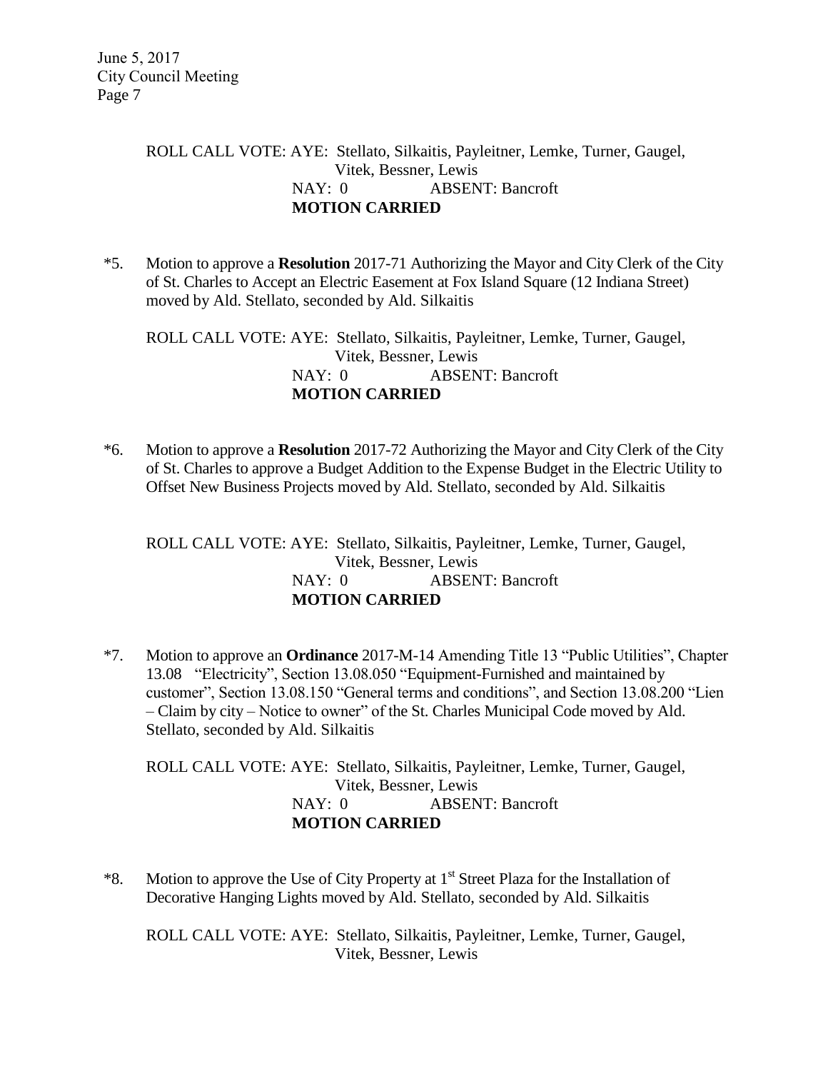ROLL CALL VOTE: AYE: Stellato, Silkaitis, Payleitner, Lemke, Turner, Gaugel, Vitek, Bessner, Lewis
NAY: 0 ABSENT: Bancroft
**MOTION CARRIED**

*5. Motion to approve a **Resolution** 2017-71 Authorizing the Mayor and City Clerk of the City of St. Charles to Accept an Electric Easement at Fox Island Square (12 Indiana Street) moved by Ald. Stellato, seconded by Ald. Silkaitis

ROLL CALL VOTE: AYE: Stellato, Silkaitis, Payleitner, Lemke, Turner, Gaugel, Vitek, Bessner, Lewis
NAY: 0 ABSENT: Bancroft
**MOTION CARRIED**

*6. Motion to approve a **Resolution** 2017-72 Authorizing the Mayor and City Clerk of the City of St. Charles to approve a Budget Addition to the Expense Budget in the Electric Utility to Offset New Business Projects moved by Ald. Stellato, seconded by Ald. Silkaitis

ROLL CALL VOTE: AYE: Stellato, Silkaitis, Payleitner, Lemke, Turner, Gaugel, Vitek, Bessner, Lewis
NAY: 0 ABSENT: Bancroft
**MOTION CARRIED**

*7. Motion to approve an **Ordinance** 2017-M-14 Amending Title 13 "Public Utilities", Chapter 13.08 "Electricity", Section 13.08.050 "Equipment-Furnished and maintained by customer", Section 13.08.150 "General terms and conditions", and Section 13.08.200 "Lien – Claim by city – Notice to owner" of the St. Charles Municipal Code moved by Ald. Stellato, seconded by Ald. Silkaitis

ROLL CALL VOTE: AYE: Stellato, Silkaitis, Payleitner, Lemke, Turner, Gaugel, Vitek, Bessner, Lewis
NAY: 0 ABSENT: Bancroft
**MOTION CARRIED**

*8. Motion to approve the Use of City Property at 1st Street Plaza for the Installation of Decorative Hanging Lights moved by Ald. Stellato, seconded by Ald. Silkaitis

ROLL CALL VOTE: AYE: Stellato, Silkaitis, Payleitner, Lemke, Turner, Gaugel, Vitek, Bessner, Lewis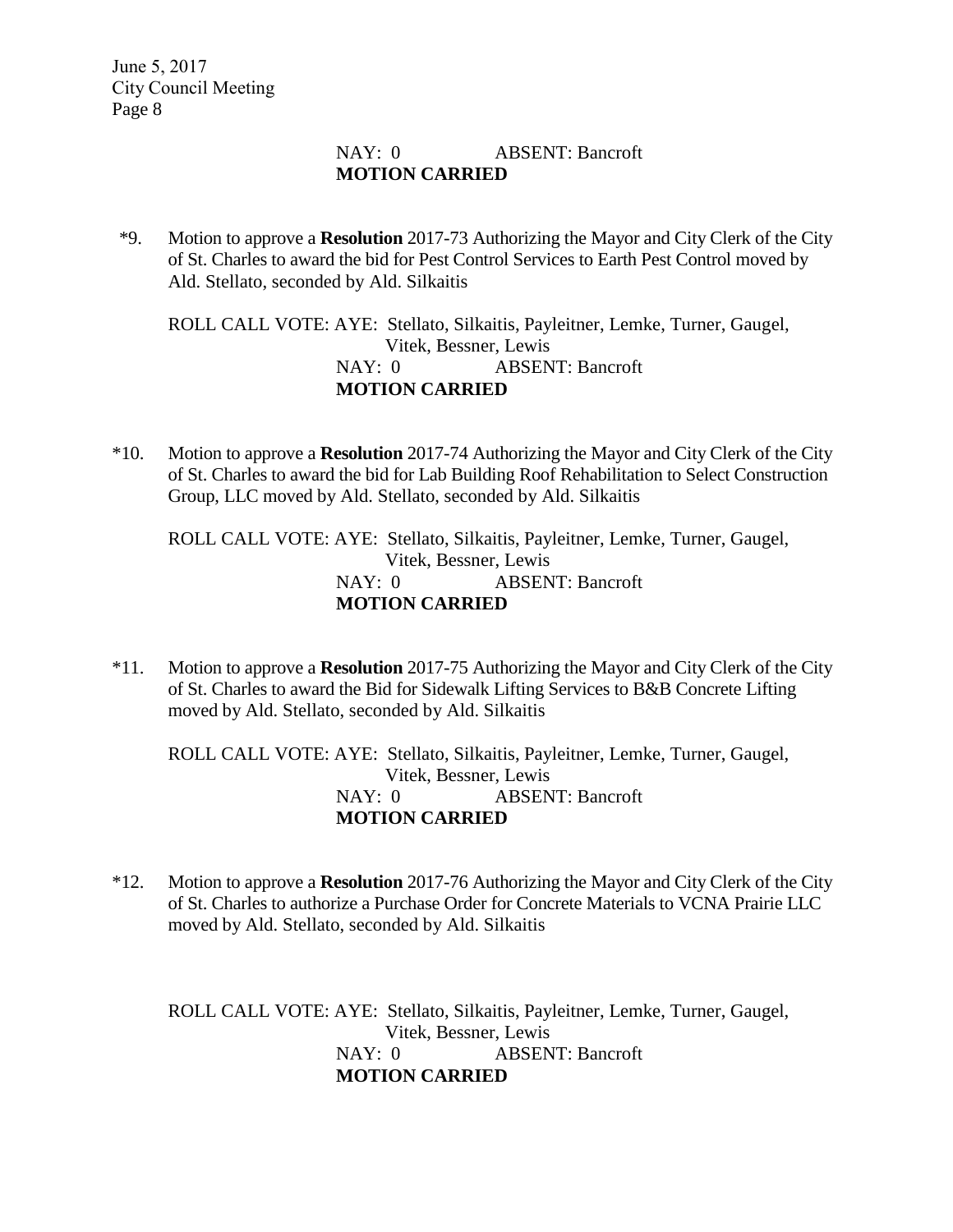NAY: 0 ABSENT: Bancroft
**MOTION CARRIED**

*9. Motion to approve a **Resolution** 2017-73 Authorizing the Mayor and City Clerk of the City of St. Charles to award the bid for Pest Control Services to Earth Pest Control moved by Ald. Stellato, seconded by Ald. Silkaitis

ROLL CALL VOTE: AYE: Stellato, Silkaitis, Payleitner, Lemke, Turner, Gaugel, Vitek, Bessner, Lewis
NAY: 0 ABSENT: Bancroft
**MOTION CARRIED**

*10. Motion to approve a **Resolution** 2017-74 Authorizing the Mayor and City Clerk of the City of St. Charles to award the bid for Lab Building Roof Rehabilitation to Select Construction Group, LLC moved by Ald. Stellato, seconded by Ald. Silkaitis

ROLL CALL VOTE: AYE: Stellato, Silkaitis, Payleitner, Lemke, Turner, Gaugel, Vitek, Bessner, Lewis
NAY: 0 ABSENT: Bancroft
**MOTION CARRIED**

*11. Motion to approve a **Resolution** 2017-75 Authorizing the Mayor and City Clerk of the City of St. Charles to award the Bid for Sidewalk Lifting Services to B&B Concrete Lifting moved by Ald. Stellato, seconded by Ald. Silkaitis

ROLL CALL VOTE: AYE: Stellato, Silkaitis, Payleitner, Lemke, Turner, Gaugel, Vitek, Bessner, Lewis
NAY: 0 ABSENT: Bancroft
**MOTION CARRIED**

*12. Motion to approve a **Resolution** 2017-76 Authorizing the Mayor and City Clerk of the City of St. Charles to authorize a Purchase Order for Concrete Materials to VCNA Prairie LLC moved by Ald. Stellato, seconded by Ald. Silkaitis

ROLL CALL VOTE: AYE: Stellato, Silkaitis, Payleitner, Lemke, Turner, Gaugel, Vitek, Bessner, Lewis
NAY: 0 ABSENT: Bancroft
**MOTION CARRIED**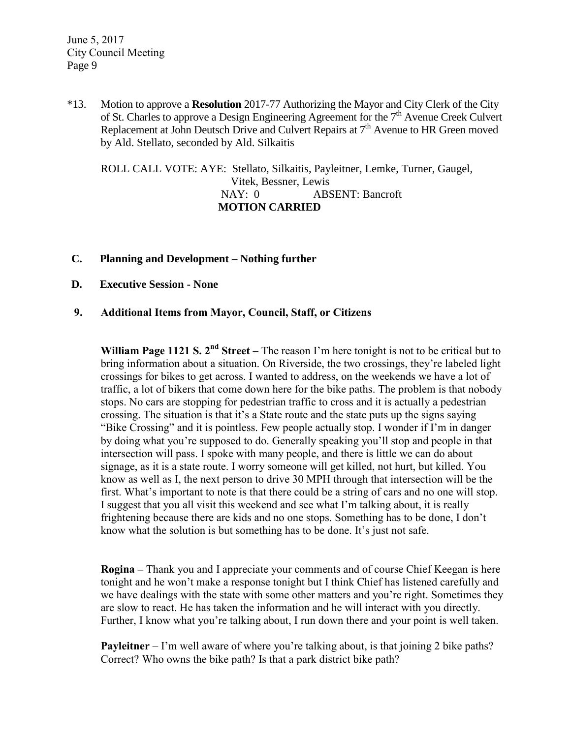*13. Motion to approve a **Resolution** 2017-77 Authorizing the Mayor and City Clerk of the City of St. Charles to approve a Design Engineering Agreement for the 7th Avenue Creek Culvert Replacement at John Deutsch Drive and Culvert Repairs at 7th Avenue to HR Green moved by Ald. Stellato, seconded by Ald. Silkaitis

ROLL CALL VOTE: AYE: Stellato, Silkaitis, Payleitner, Lemke, Turner, Gaugel, Vitek, Bessner, Lewis
NAY: 0 ABSENT: Bancroft
**MOTION CARRIED**

**C. Planning and Development – Nothing further**

**D. Executive Session - None**

**9. Additional Items from Mayor, Council, Staff, or Citizens**

**William Page 1121 S. 2nd Street –** The reason I'm here tonight is not to be critical but to bring information about a situation. On Riverside, the two crossings, they're labeled light crossings for bikes to get across. I wanted to address, on the weekends we have a lot of traffic, a lot of bikers that come down here for the bike paths. The problem is that nobody stops. No cars are stopping for pedestrian traffic to cross and it is actually a pedestrian crossing. The situation is that it's a State route and the state puts up the signs saying "Bike Crossing" and it is pointless. Few people actually stop. I wonder if I'm in danger by doing what you're supposed to do. Generally speaking you'll stop and people in that intersection will pass. I spoke with many people, and there is little we can do about signage, as it is a state route. I worry someone will get killed, not hurt, but killed. You know as well as I, the next person to drive 30 MPH through that intersection will be the first. What's important to note is that there could be a string of cars and no one will stop. I suggest that you all visit this weekend and see what I'm talking about, it is really frightening because there are kids and no one stops. Something has to be done, I don't know what the solution is but something has to be done. It's just not safe.

**Rogina –** Thank you and I appreciate your comments and of course Chief Keegan is here tonight and he won't make a response tonight but I think Chief has listened carefully and we have dealings with the state with some other matters and you're right. Sometimes they are slow to react. He has taken the information and he will interact with you directly. Further, I know what you're talking about, I run down there and your point is well taken.

**Payleitner** – I'm well aware of where you're talking about, is that joining 2 bike paths? Correct? Who owns the bike path? Is that a park district bike path?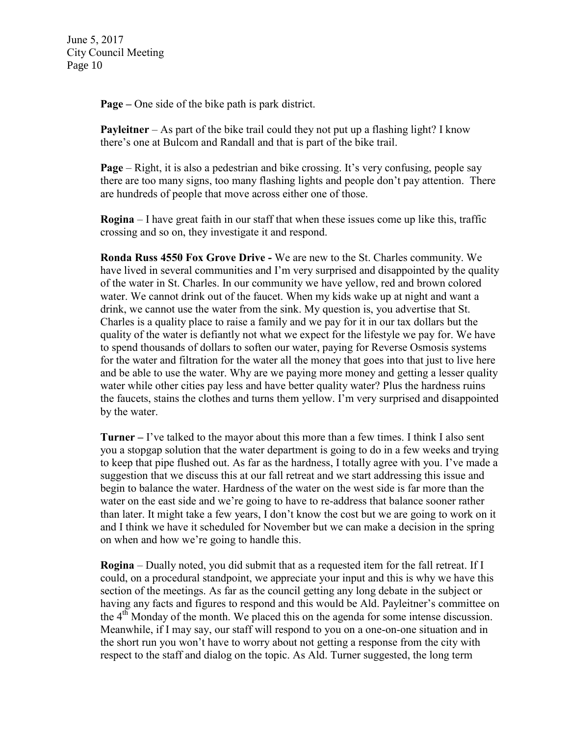**Page –** One side of the bike path is park district.

**Payleitner** – As part of the bike trail could they not put up a flashing light? I know there's one at Bulcom and Randall and that is part of the bike trail.

**Page** – Right, it is also a pedestrian and bike crossing. It's very confusing, people say there are too many signs, too many flashing lights and people don't pay attention. There are hundreds of people that move across either one of those.

**Rogina** – I have great faith in our staff that when these issues come up like this, traffic crossing and so on, they investigate it and respond.

**Ronda Russ 4550 Fox Grove Drive -** We are new to the St. Charles community. We have lived in several communities and I'm very surprised and disappointed by the quality of the water in St. Charles. In our community we have yellow, red and brown colored water. We cannot drink out of the faucet. When my kids wake up at night and want a drink, we cannot use the water from the sink. My question is, you advertise that St. Charles is a quality place to raise a family and we pay for it in our tax dollars but the quality of the water is defiantly not what we expect for the lifestyle we pay for. We have to spend thousands of dollars to soften our water, paying for Reverse Osmosis systems for the water and filtration for the water all the money that goes into that just to live here and be able to use the water. Why are we paying more money and getting a lesser quality water while other cities pay less and have better quality water? Plus the hardness ruins the faucets, stains the clothes and turns them yellow. I'm very surprised and disappointed by the water.

**Turner –** I've talked to the mayor about this more than a few times. I think I also sent you a stopgap solution that the water department is going to do in a few weeks and trying to keep that pipe flushed out. As far as the hardness, I totally agree with you. I've made a suggestion that we discuss this at our fall retreat and we start addressing this issue and begin to balance the water. Hardness of the water on the west side is far more than the water on the east side and we're going to have to re-address that balance sooner rather than later. It might take a few years, I don't know the cost but we are going to work on it and I think we have it scheduled for November but we can make a decision in the spring on when and how we're going to handle this.

**Rogina** – Dually noted, you did submit that as a requested item for the fall retreat. If I could, on a procedural standpoint, we appreciate your input and this is why we have this section of the meetings. As far as the council getting any long debate in the subject or having any facts and figures to respond and this would be Ald. Payleitner's committee on the 4th Monday of the month. We placed this on the agenda for some intense discussion. Meanwhile, if I may say, our staff will respond to you on a one-on-one situation and in the short run you won't have to worry about not getting a response from the city with respect to the staff and dialog on the topic. As Ald. Turner suggested, the long term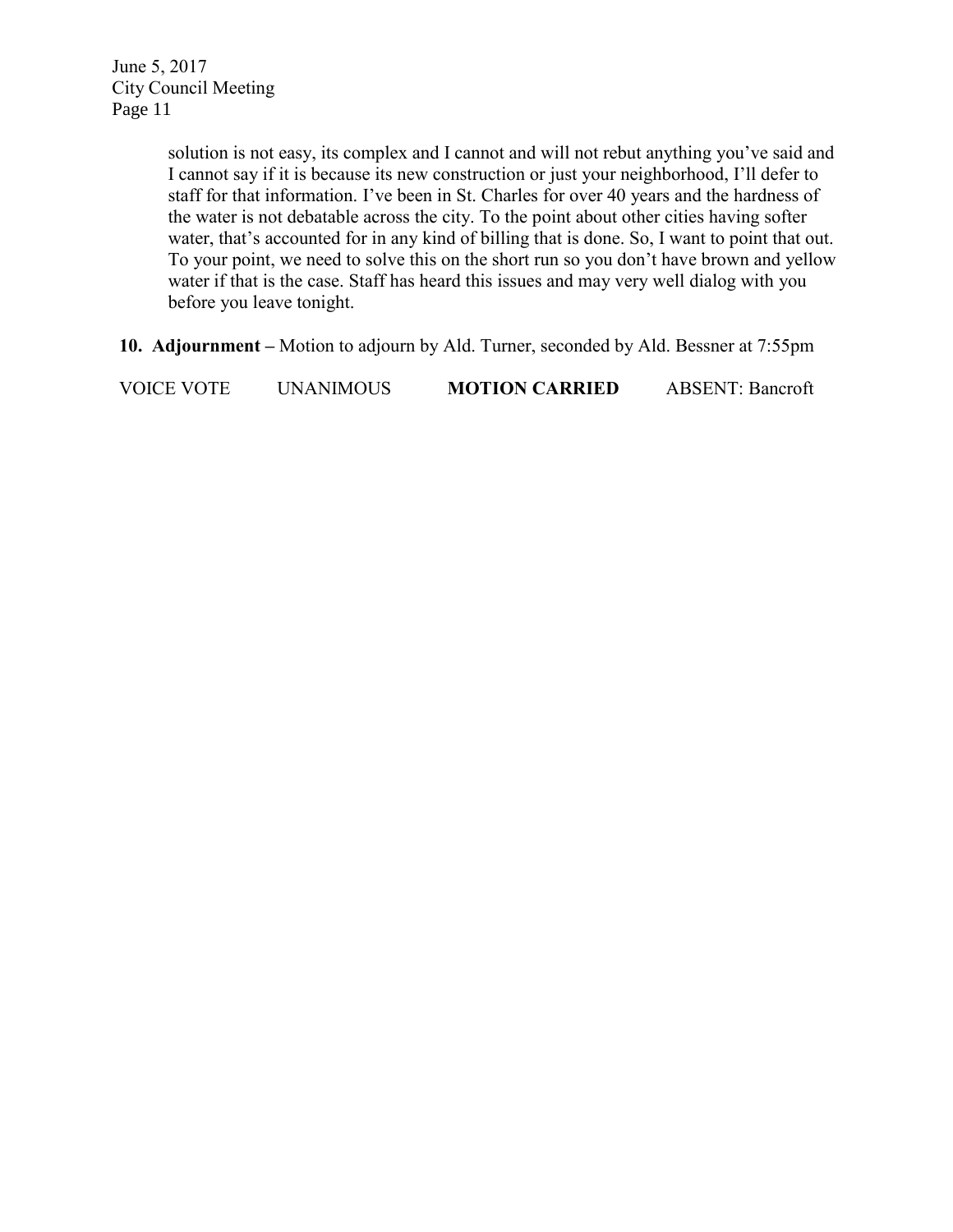solution is not easy, its complex and I cannot and will not rebut anything you've said and I cannot say if it is because its new construction or just your neighborhood, I'll defer to staff for that information. I've been in St. Charles for over 40 years and the hardness of the water is not debatable across the city. To the point about other cities having softer water, that's accounted for in any kind of billing that is done. So, I want to point that out. To your point, we need to solve this on the short run so you don't have brown and yellow water if that is the case. Staff has heard this issues and may very well dialog with you before you leave tonight.

**10. Adjournment –** Motion to adjourn by Ald. Turner, seconded by Ald. Bessner at 7:55pm

VOICE VOTE UNANIMOUS **MOTION CARRIED** ABSENT: Bancroft